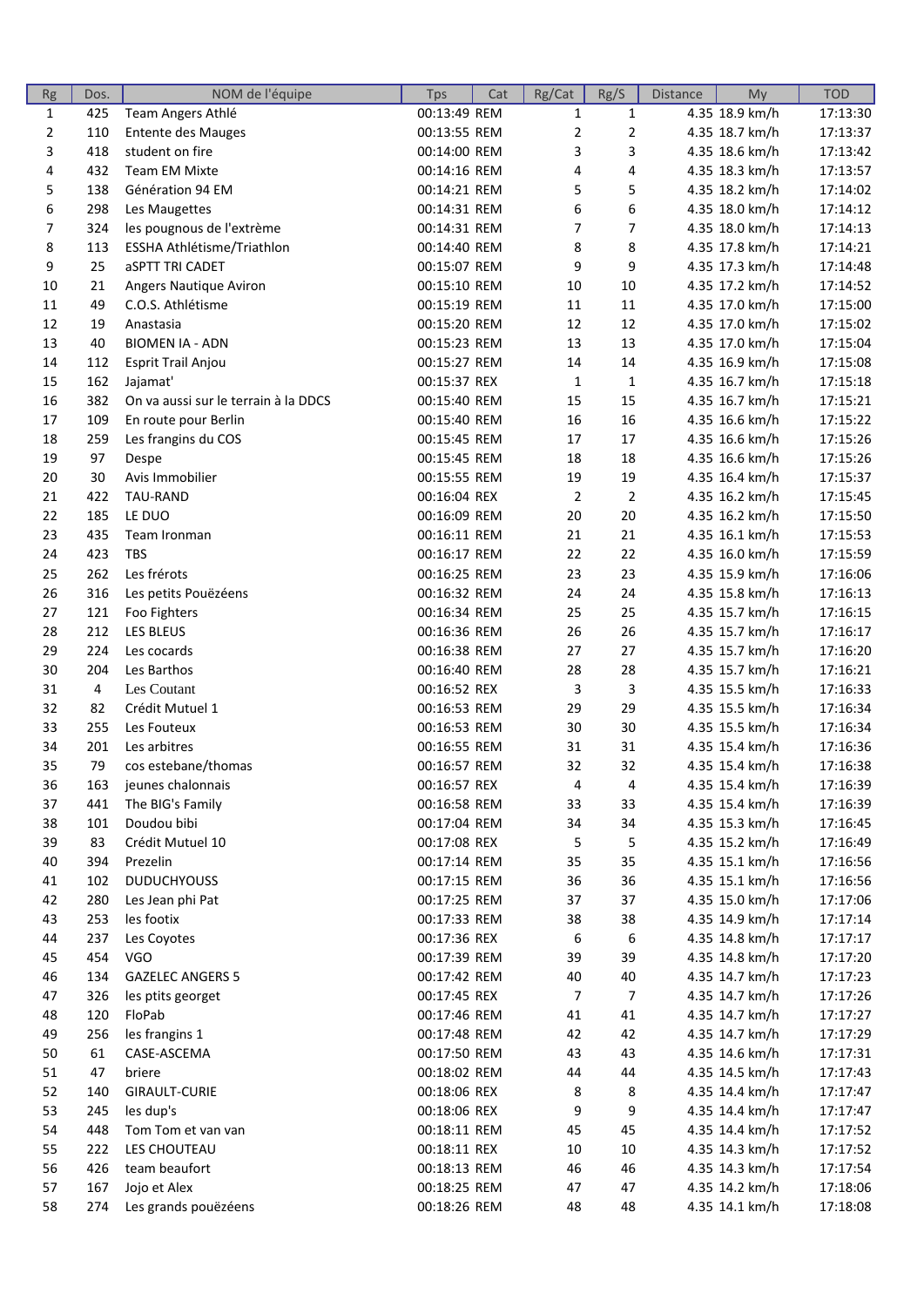| Rg | Dos. | NOM de l'équipe | Tps | Cat | Rg/Cat | Rg/S | Distance | My | TOD |
|---|---|---|---|---|---|---|---|---|---|
| 1 | 425 | Team Angers Athlé | 00:13:49 | REM | 1 | 1 | 4.35 | 18.9 km/h | 17:13:30 |
| 2 | 110 | Entente des Mauges | 00:13:55 | REM | 2 | 2 | 4.35 | 18.7 km/h | 17:13:37 |
| 3 | 418 | student on fire | 00:14:00 | REM | 3 | 3 | 4.35 | 18.6 km/h | 17:13:42 |
| 4 | 432 | Team EM Mixte | 00:14:16 | REM | 4 | 4 | 4.35 | 18.3 km/h | 17:13:57 |
| 5 | 138 | Génération 94 EM | 00:14:21 | REM | 5 | 5 | 4.35 | 18.2 km/h | 17:14:02 |
| 6 | 298 | Les Maugettes | 00:14:31 | REM | 6 | 6 | 4.35 | 18.0 km/h | 17:14:12 |
| 7 | 324 | les pougnous de l'extrème | 00:14:31 | REM | 7 | 7 | 4.35 | 18.0 km/h | 17:14:13 |
| 8 | 113 | ESSHA Athlétisme/Triathlon | 00:14:40 | REM | 8 | 8 | 4.35 | 17.8 km/h | 17:14:21 |
| 9 | 25 | aSPTT TRI CADET | 00:15:07 | REM | 9 | 9 | 4.35 | 17.3 km/h | 17:14:48 |
| 10 | 21 | Angers Nautique Aviron | 00:15:10 | REM | 10 | 10 | 4.35 | 17.2 km/h | 17:14:52 |
| 11 | 49 | C.O.S. Athlétisme | 00:15:19 | REM | 11 | 11 | 4.35 | 17.0 km/h | 17:15:00 |
| 12 | 19 | Anastasia | 00:15:20 | REM | 12 | 12 | 4.35 | 17.0 km/h | 17:15:02 |
| 13 | 40 | BIOMEN IA - ADN | 00:15:23 | REM | 13 | 13 | 4.35 | 17.0 km/h | 17:15:04 |
| 14 | 112 | Esprit Trail Anjou | 00:15:27 | REM | 14 | 14 | 4.35 | 16.9 km/h | 17:15:08 |
| 15 | 162 | Jajamat' | 00:15:37 | REX | 1 | 1 | 4.35 | 16.7 km/h | 17:15:18 |
| 16 | 382 | On va aussi sur le terrain à la DDCS | 00:15:40 | REM | 15 | 15 | 4.35 | 16.7 km/h | 17:15:21 |
| 17 | 109 | En route pour Berlin | 00:15:40 | REM | 16 | 16 | 4.35 | 16.6 km/h | 17:15:22 |
| 18 | 259 | Les frangins du COS | 00:15:45 | REM | 17 | 17 | 4.35 | 16.6 km/h | 17:15:26 |
| 19 | 97 | Despe | 00:15:45 | REM | 18 | 18 | 4.35 | 16.6 km/h | 17:15:26 |
| 20 | 30 | Avis Immobilier | 00:15:55 | REM | 19 | 19 | 4.35 | 16.4 km/h | 17:15:37 |
| 21 | 422 | TAU-RAND | 00:16:04 | REX | 2 | 2 | 4.35 | 16.2 km/h | 17:15:45 |
| 22 | 185 | LE DUO | 00:16:09 | REM | 20 | 20 | 4.35 | 16.2 km/h | 17:15:50 |
| 23 | 435 | Team Ironman | 00:16:11 | REM | 21 | 21 | 4.35 | 16.1 km/h | 17:15:53 |
| 24 | 423 | TBS | 00:16:17 | REM | 22 | 22 | 4.35 | 16.0 km/h | 17:15:59 |
| 25 | 262 | Les frérots | 00:16:25 | REM | 23 | 23 | 4.35 | 15.9 km/h | 17:16:06 |
| 26 | 316 | Les petits Pouëzéens | 00:16:32 | REM | 24 | 24 | 4.35 | 15.8 km/h | 17:16:13 |
| 27 | 121 | Foo Fighters | 00:16:34 | REM | 25 | 25 | 4.35 | 15.7 km/h | 17:16:15 |
| 28 | 212 | LES BLEUS | 00:16:36 | REM | 26 | 26 | 4.35 | 15.7 km/h | 17:16:17 |
| 29 | 224 | Les cocards | 00:16:38 | REM | 27 | 27 | 4.35 | 15.7 km/h | 17:16:20 |
| 30 | 204 | Les Barthos | 00:16:40 | REM | 28 | 28 | 4.35 | 15.7 km/h | 17:16:21 |
| 31 | 4 | Les Coutant | 00:16:52 | REX | 3 | 3 | 4.35 | 15.5 km/h | 17:16:33 |
| 32 | 82 | Crédit Mutuel 1 | 00:16:53 | REM | 29 | 29 | 4.35 | 15.5 km/h | 17:16:34 |
| 33 | 255 | Les Fouteux | 00:16:53 | REM | 30 | 30 | 4.35 | 15.5 km/h | 17:16:34 |
| 34 | 201 | Les arbitres | 00:16:55 | REM | 31 | 31 | 4.35 | 15.4 km/h | 17:16:36 |
| 35 | 79 | cos estebane/thomas | 00:16:57 | REM | 32 | 32 | 4.35 | 15.4 km/h | 17:16:38 |
| 36 | 163 | jeunes chalonnais | 00:16:57 | REX | 4 | 4 | 4.35 | 15.4 km/h | 17:16:39 |
| 37 | 441 | The BIG's Family | 00:16:58 | REM | 33 | 33 | 4.35 | 15.4 km/h | 17:16:39 |
| 38 | 101 | Doudou bibi | 00:17:04 | REM | 34 | 34 | 4.35 | 15.3 km/h | 17:16:45 |
| 39 | 83 | Crédit Mutuel 10 | 00:17:08 | REX | 5 | 5 | 4.35 | 15.2 km/h | 17:16:49 |
| 40 | 394 | Prezelin | 00:17:14 | REM | 35 | 35 | 4.35 | 15.1 km/h | 17:16:56 |
| 41 | 102 | DUDUCHYOUSS | 00:17:15 | REM | 36 | 36 | 4.35 | 15.1 km/h | 17:16:56 |
| 42 | 280 | Les Jean phi Pat | 00:17:25 | REM | 37 | 37 | 4.35 | 15.0 km/h | 17:17:06 |
| 43 | 253 | les footix | 00:17:33 | REM | 38 | 38 | 4.35 | 14.9 km/h | 17:17:14 |
| 44 | 237 | Les Coyotes | 00:17:36 | REX | 6 | 6 | 4.35 | 14.8 km/h | 17:17:17 |
| 45 | 454 | VGO | 00:17:39 | REM | 39 | 39 | 4.35 | 14.8 km/h | 17:17:20 |
| 46 | 134 | GAZELEC ANGERS 5 | 00:17:42 | REM | 40 | 40 | 4.35 | 14.7 km/h | 17:17:23 |
| 47 | 326 | les ptits georget | 00:17:45 | REX | 7 | 7 | 4.35 | 14.7 km/h | 17:17:26 |
| 48 | 120 | FloPab | 00:17:46 | REM | 41 | 41 | 4.35 | 14.7 km/h | 17:17:27 |
| 49 | 256 | les frangins 1 | 00:17:48 | REM | 42 | 42 | 4.35 | 14.7 km/h | 17:17:29 |
| 50 | 61 | CASE-ASCEMA | 00:17:50 | REM | 43 | 43 | 4.35 | 14.6 km/h | 17:17:31 |
| 51 | 47 | briere | 00:18:02 | REM | 44 | 44 | 4.35 | 14.5 km/h | 17:17:43 |
| 52 | 140 | GIRAULT-CURIE | 00:18:06 | REX | 8 | 8 | 4.35 | 14.4 km/h | 17:17:47 |
| 53 | 245 | les dup's | 00:18:06 | REX | 9 | 9 | 4.35 | 14.4 km/h | 17:17:47 |
| 54 | 448 | Tom Tom et van van | 00:18:11 | REM | 45 | 45 | 4.35 | 14.4 km/h | 17:17:52 |
| 55 | 222 | LES CHOUTEAU | 00:18:11 | REX | 10 | 10 | 4.35 | 14.3 km/h | 17:17:52 |
| 56 | 426 | team beaufort | 00:18:13 | REM | 46 | 46 | 4.35 | 14.3 km/h | 17:17:54 |
| 57 | 167 | Jojo et Alex | 00:18:25 | REM | 47 | 47 | 4.35 | 14.2 km/h | 17:18:06 |
| 58 | 274 | Les grands pouëzéens | 00:18:26 | REM | 48 | 48 | 4.35 | 14.1 km/h | 17:18:08 |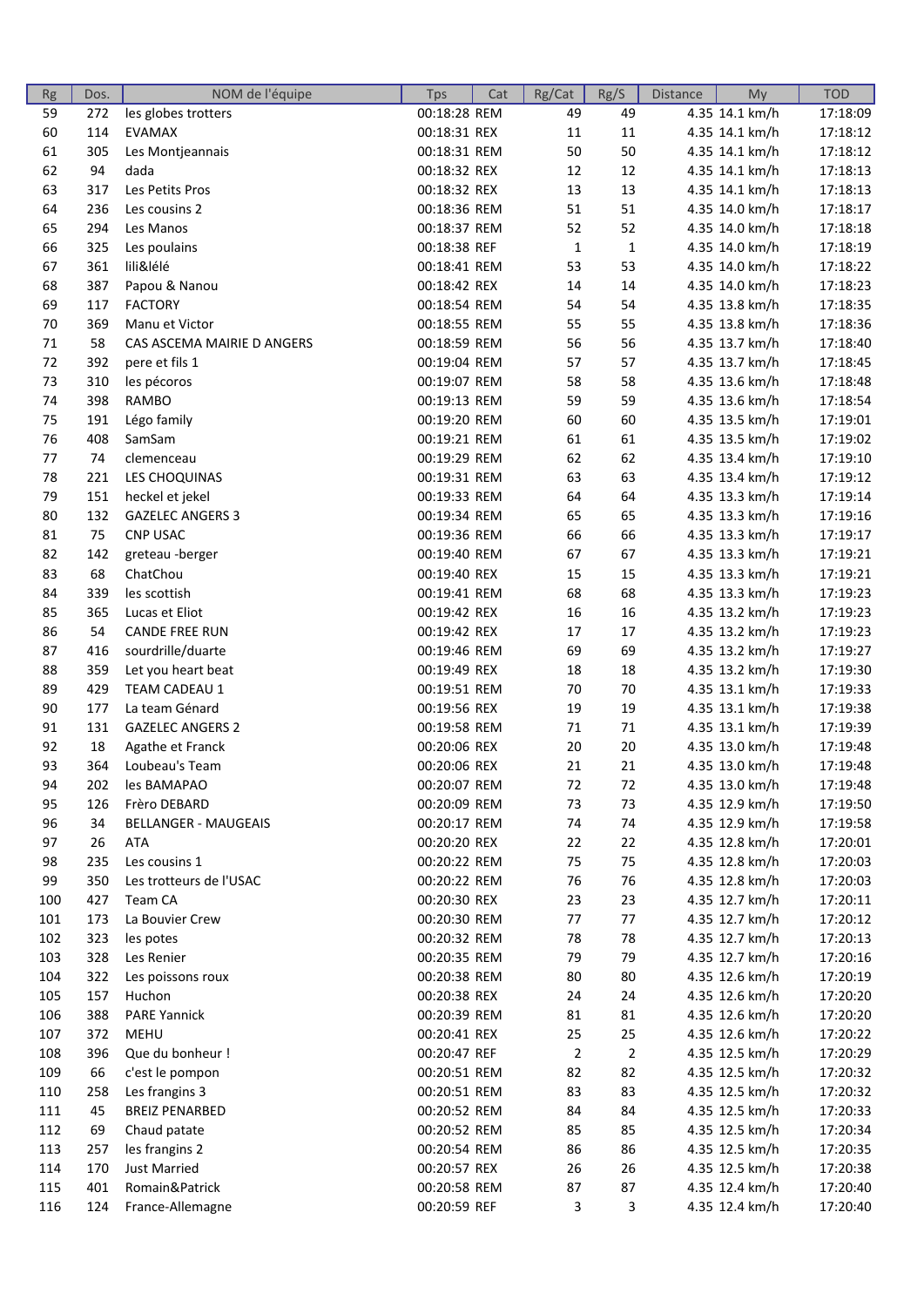| Rg | Dos. | NOM de l'équipe | Tps | Cat | Rg/Cat | Rg/S | Distance | My | TOD |
|---|---|---|---|---|---|---|---|---|---|
| 59 | 272 | les globes trotters | 00:18:28 | REM | 49 | 49 | 4.35 | 14.1 km/h | 17:18:09 |
| 60 | 114 | EVAMAX | 00:18:31 | REX | 11 | 11 | 4.35 | 14.1 km/h | 17:18:12 |
| 61 | 305 | Les Montjeannais | 00:18:31 | REM | 50 | 50 | 4.35 | 14.1 km/h | 17:18:12 |
| 62 | 94 | dada | 00:18:32 | REX | 12 | 12 | 4.35 | 14.1 km/h | 17:18:13 |
| 63 | 317 | Les Petits Pros | 00:18:32 | REX | 13 | 13 | 4.35 | 14.1 km/h | 17:18:13 |
| 64 | 236 | Les cousins 2 | 00:18:36 | REM | 51 | 51 | 4.35 | 14.0 km/h | 17:18:17 |
| 65 | 294 | Les Manos | 00:18:37 | REM | 52 | 52 | 4.35 | 14.0 km/h | 17:18:18 |
| 66 | 325 | Les poulains | 00:18:38 | REF | 1 | 1 | 4.35 | 14.0 km/h | 17:18:19 |
| 67 | 361 | lili&lélé | 00:18:41 | REM | 53 | 53 | 4.35 | 14.0 km/h | 17:18:22 |
| 68 | 387 | Papou & Nanou | 00:18:42 | REX | 14 | 14 | 4.35 | 14.0 km/h | 17:18:23 |
| 69 | 117 | FACTORY | 00:18:54 | REM | 54 | 54 | 4.35 | 13.8 km/h | 17:18:35 |
| 70 | 369 | Manu et Victor | 00:18:55 | REM | 55 | 55 | 4.35 | 13.8 km/h | 17:18:36 |
| 71 | 58 | CAS ASCEMA MAIRIE D ANGERS | 00:18:59 | REM | 56 | 56 | 4.35 | 13.7 km/h | 17:18:40 |
| 72 | 392 | pere et fils 1 | 00:19:04 | REM | 57 | 57 | 4.35 | 13.7 km/h | 17:18:45 |
| 73 | 310 | les pécoros | 00:19:07 | REM | 58 | 58 | 4.35 | 13.6 km/h | 17:18:48 |
| 74 | 398 | RAMBO | 00:19:13 | REM | 59 | 59 | 4.35 | 13.6 km/h | 17:18:54 |
| 75 | 191 | Légo family | 00:19:20 | REM | 60 | 60 | 4.35 | 13.5 km/h | 17:19:01 |
| 76 | 408 | SamSam | 00:19:21 | REM | 61 | 61 | 4.35 | 13.5 km/h | 17:19:02 |
| 77 | 74 | clemenceau | 00:19:29 | REM | 62 | 62 | 4.35 | 13.4 km/h | 17:19:10 |
| 78 | 221 | LES CHOQUINAS | 00:19:31 | REM | 63 | 63 | 4.35 | 13.4 km/h | 17:19:12 |
| 79 | 151 | heckel et jekel | 00:19:33 | REM | 64 | 64 | 4.35 | 13.3 km/h | 17:19:14 |
| 80 | 132 | GAZELEC ANGERS 3 | 00:19:34 | REM | 65 | 65 | 4.35 | 13.3 km/h | 17:19:16 |
| 81 | 75 | CNP USAC | 00:19:36 | REM | 66 | 66 | 4.35 | 13.3 km/h | 17:19:17 |
| 82 | 142 | greteau -berger | 00:19:40 | REM | 67 | 67 | 4.35 | 13.3 km/h | 17:19:21 |
| 83 | 68 | ChatChou | 00:19:40 | REX | 15 | 15 | 4.35 | 13.3 km/h | 17:19:21 |
| 84 | 339 | les scottish | 00:19:41 | REM | 68 | 68 | 4.35 | 13.3 km/h | 17:19:23 |
| 85 | 365 | Lucas et Eliot | 00:19:42 | REX | 16 | 16 | 4.35 | 13.2 km/h | 17:19:23 |
| 86 | 54 | CANDE FREE RUN | 00:19:42 | REX | 17 | 17 | 4.35 | 13.2 km/h | 17:19:23 |
| 87 | 416 | sourdrille/duarte | 00:19:46 | REM | 69 | 69 | 4.35 | 13.2 km/h | 17:19:27 |
| 88 | 359 | Let you heart beat | 00:19:49 | REX | 18 | 18 | 4.35 | 13.2 km/h | 17:19:30 |
| 89 | 429 | TEAM CADEAU 1 | 00:19:51 | REM | 70 | 70 | 4.35 | 13.1 km/h | 17:19:33 |
| 90 | 177 | La team Génard | 00:19:56 | REX | 19 | 19 | 4.35 | 13.1 km/h | 17:19:38 |
| 91 | 131 | GAZELEC ANGERS 2 | 00:19:58 | REM | 71 | 71 | 4.35 | 13.1 km/h | 17:19:39 |
| 92 | 18 | Agathe et Franck | 00:20:06 | REX | 20 | 20 | 4.35 | 13.0 km/h | 17:19:48 |
| 93 | 364 | Loubeau's Team | 00:20:06 | REX | 21 | 21 | 4.35 | 13.0 km/h | 17:19:48 |
| 94 | 202 | les BAMAPAO | 00:20:07 | REM | 72 | 72 | 4.35 | 13.0 km/h | 17:19:48 |
| 95 | 126 | Frèro DEBARD | 00:20:09 | REM | 73 | 73 | 4.35 | 12.9 km/h | 17:19:50 |
| 96 | 34 | BELLANGER - MAUGEAIS | 00:20:17 | REM | 74 | 74 | 4.35 | 12.9 km/h | 17:19:58 |
| 97 | 26 | ATA | 00:20:20 | REX | 22 | 22 | 4.35 | 12.8 km/h | 17:20:01 |
| 98 | 235 | Les cousins 1 | 00:20:22 | REM | 75 | 75 | 4.35 | 12.8 km/h | 17:20:03 |
| 99 | 350 | Les trotteurs de l'USAC | 00:20:22 | REM | 76 | 76 | 4.35 | 12.8 km/h | 17:20:03 |
| 100 | 427 | Team CA | 00:20:30 | REX | 23 | 23 | 4.35 | 12.7 km/h | 17:20:11 |
| 101 | 173 | La Bouvier Crew | 00:20:30 | REM | 77 | 77 | 4.35 | 12.7 km/h | 17:20:12 |
| 102 | 323 | les potes | 00:20:32 | REM | 78 | 78 | 4.35 | 12.7 km/h | 17:20:13 |
| 103 | 328 | Les Renier | 00:20:35 | REM | 79 | 79 | 4.35 | 12.7 km/h | 17:20:16 |
| 104 | 322 | Les poissons roux | 00:20:38 | REM | 80 | 80 | 4.35 | 12.6 km/h | 17:20:19 |
| 105 | 157 | Huchon | 00:20:38 | REX | 24 | 24 | 4.35 | 12.6 km/h | 17:20:20 |
| 106 | 388 | PARE Yannick | 00:20:39 | REM | 81 | 81 | 4.35 | 12.6 km/h | 17:20:20 |
| 107 | 372 | MEHU | 00:20:41 | REX | 25 | 25 | 4.35 | 12.6 km/h | 17:20:22 |
| 108 | 396 | Que du bonheur ! | 00:20:47 | REF | 2 | 2 | 4.35 | 12.5 km/h | 17:20:29 |
| 109 | 66 | c'est le pompon | 00:20:51 | REM | 82 | 82 | 4.35 | 12.5 km/h | 17:20:32 |
| 110 | 258 | Les frangins 3 | 00:20:51 | REM | 83 | 83 | 4.35 | 12.5 km/h | 17:20:32 |
| 111 | 45 | BREIZ PENARBED | 00:20:52 | REM | 84 | 84 | 4.35 | 12.5 km/h | 17:20:33 |
| 112 | 69 | Chaud patate | 00:20:52 | REM | 85 | 85 | 4.35 | 12.5 km/h | 17:20:34 |
| 113 | 257 | les frangins 2 | 00:20:54 | REM | 86 | 86 | 4.35 | 12.5 km/h | 17:20:35 |
| 114 | 170 | Just Married | 00:20:57 | REX | 26 | 26 | 4.35 | 12.5 km/h | 17:20:38 |
| 115 | 401 | Romain&Patrick | 00:20:58 | REM | 87 | 87 | 4.35 | 12.4 km/h | 17:20:40 |
| 116 | 124 | France-Allemagne | 00:20:59 | REF | 3 | 3 | 4.35 | 12.4 km/h | 17:20:40 |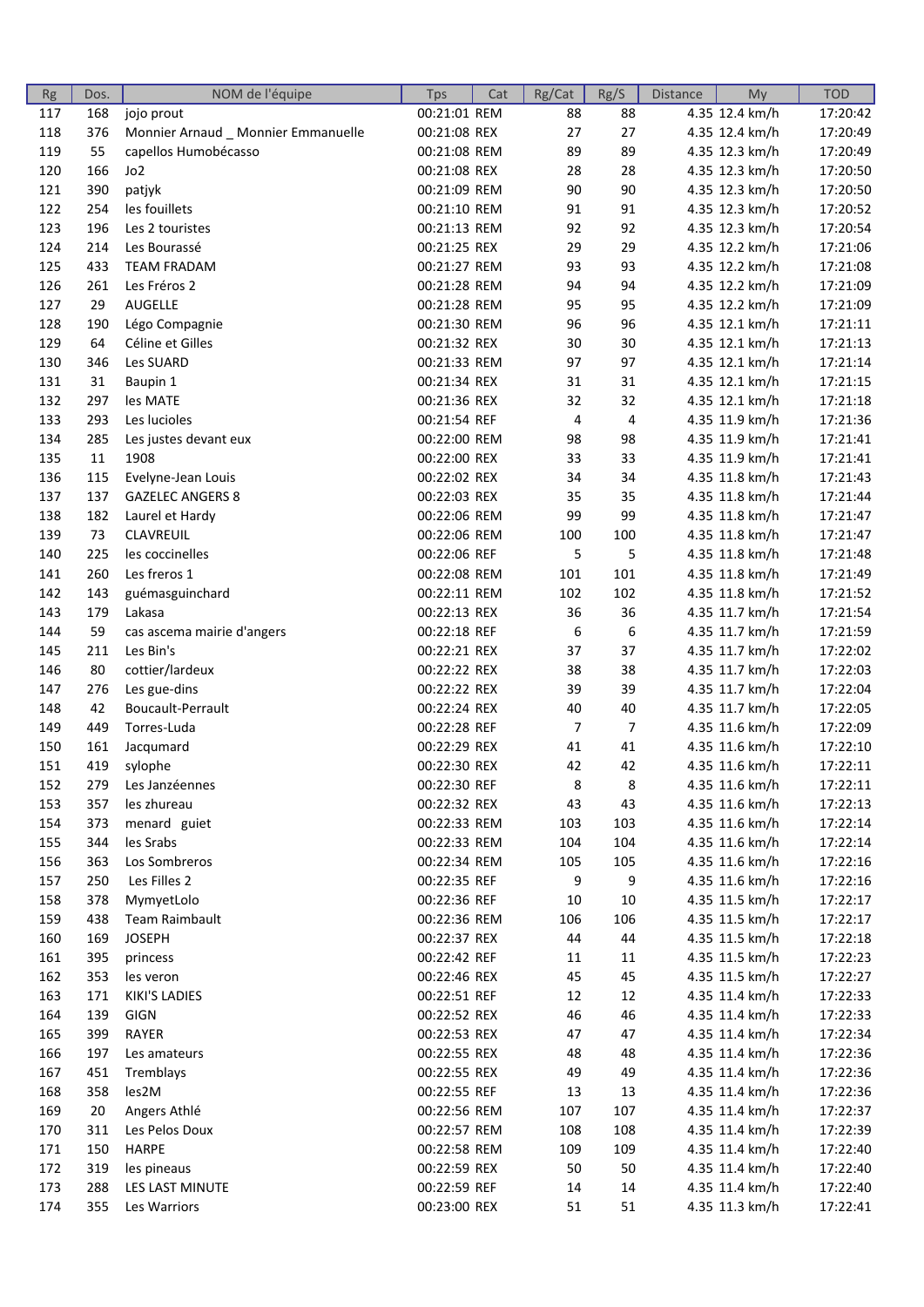| Rg | Dos. | NOM de l'équipe | Tps | Cat | Rg/Cat | Rg/S | Distance | My | TOD |
|---|---|---|---|---|---|---|---|---|---|
| 117 | 168 | jojo prout | 00:21:01 | REM | 88 | 88 | 4.35 | 12.4 km/h | 17:20:42 |
| 118 | 376 | Monnier Arnaud _ Monnier Emmanuelle | 00:21:08 | REX | 27 | 27 | 4.35 | 12.4 km/h | 17:20:49 |
| 119 | 55 | capellos Humobécasso | 00:21:08 | REM | 89 | 89 | 4.35 | 12.3 km/h | 17:20:49 |
| 120 | 166 | Jo2 | 00:21:08 | REX | 28 | 28 | 4.35 | 12.3 km/h | 17:20:50 |
| 121 | 390 | patjyk | 00:21:09 | REM | 90 | 90 | 4.35 | 12.3 km/h | 17:20:50 |
| 122 | 254 | les fouillets | 00:21:10 | REM | 91 | 91 | 4.35 | 12.3 km/h | 17:20:52 |
| 123 | 196 | Les 2 touristes | 00:21:13 | REM | 92 | 92 | 4.35 | 12.3 km/h | 17:20:54 |
| 124 | 214 | Les Bourassé | 00:21:25 | REX | 29 | 29 | 4.35 | 12.2 km/h | 17:21:06 |
| 125 | 433 | TEAM FRADAM | 00:21:27 | REM | 93 | 93 | 4.35 | 12.2 km/h | 17:21:08 |
| 126 | 261 | Les Fréros 2 | 00:21:28 | REM | 94 | 94 | 4.35 | 12.2 km/h | 17:21:09 |
| 127 | 29 | AUGELLE | 00:21:28 | REM | 95 | 95 | 4.35 | 12.2 km/h | 17:21:09 |
| 128 | 190 | Légo Compagnie | 00:21:30 | REM | 96 | 96 | 4.35 | 12.1 km/h | 17:21:11 |
| 129 | 64 | Céline et Gilles | 00:21:32 | REX | 30 | 30 | 4.35 | 12.1 km/h | 17:21:13 |
| 130 | 346 | Les SUARD | 00:21:33 | REM | 97 | 97 | 4.35 | 12.1 km/h | 17:21:14 |
| 131 | 31 | Baupin 1 | 00:21:34 | REX | 31 | 31 | 4.35 | 12.1 km/h | 17:21:15 |
| 132 | 297 | les MATE | 00:21:36 | REX | 32 | 32 | 4.35 | 12.1 km/h | 17:21:18 |
| 133 | 293 | Les lucioles | 00:21:54 | REF | 4 | 4 | 4.35 | 11.9 km/h | 17:21:36 |
| 134 | 285 | Les justes devant eux | 00:22:00 | REM | 98 | 98 | 4.35 | 11.9 km/h | 17:21:41 |
| 135 | 11 | 1908 | 00:22:00 | REX | 33 | 33 | 4.35 | 11.9 km/h | 17:21:41 |
| 136 | 115 | Evelyne-Jean Louis | 00:22:02 | REX | 34 | 34 | 4.35 | 11.8 km/h | 17:21:43 |
| 137 | 137 | GAZELEC ANGERS 8 | 00:22:03 | REX | 35 | 35 | 4.35 | 11.8 km/h | 17:21:44 |
| 138 | 182 | Laurel et Hardy | 00:22:06 | REM | 99 | 99 | 4.35 | 11.8 km/h | 17:21:47 |
| 139 | 73 | CLAVREUIL | 00:22:06 | REM | 100 | 100 | 4.35 | 11.8 km/h | 17:21:47 |
| 140 | 225 | les coccinelles | 00:22:06 | REF | 5 | 5 | 4.35 | 11.8 km/h | 17:21:48 |
| 141 | 260 | Les freros 1 | 00:22:08 | REM | 101 | 101 | 4.35 | 11.8 km/h | 17:21:49 |
| 142 | 143 | guémasguinchard | 00:22:11 | REM | 102 | 102 | 4.35 | 11.8 km/h | 17:21:52 |
| 143 | 179 | Lakasa | 00:22:13 | REX | 36 | 36 | 4.35 | 11.7 km/h | 17:21:54 |
| 144 | 59 | cas ascema mairie d'angers | 00:22:18 | REF | 6 | 6 | 4.35 | 11.7 km/h | 17:21:59 |
| 145 | 211 | Les Bin's | 00:22:21 | REX | 37 | 37 | 4.35 | 11.7 km/h | 17:22:02 |
| 146 | 80 | cottier/lardeux | 00:22:22 | REX | 38 | 38 | 4.35 | 11.7 km/h | 17:22:03 |
| 147 | 276 | Les gue-dins | 00:22:22 | REX | 39 | 39 | 4.35 | 11.7 km/h | 17:22:04 |
| 148 | 42 | Boucault-Perrault | 00:22:24 | REX | 40 | 40 | 4.35 | 11.7 km/h | 17:22:05 |
| 149 | 449 | Torres-Luda | 00:22:28 | REF | 7 | 7 | 4.35 | 11.6 km/h | 17:22:09 |
| 150 | 161 | Jacqumard | 00:22:29 | REX | 41 | 41 | 4.35 | 11.6 km/h | 17:22:10 |
| 151 | 419 | sylophe | 00:22:30 | REX | 42 | 42 | 4.35 | 11.6 km/h | 17:22:11 |
| 152 | 279 | Les Janzéennes | 00:22:30 | REF | 8 | 8 | 4.35 | 11.6 km/h | 17:22:11 |
| 153 | 357 | les zhureau | 00:22:32 | REX | 43 | 43 | 4.35 | 11.6 km/h | 17:22:13 |
| 154 | 373 | menard guiet | 00:22:33 | REM | 103 | 103 | 4.35 | 11.6 km/h | 17:22:14 |
| 155 | 344 | les Srabs | 00:22:33 | REM | 104 | 104 | 4.35 | 11.6 km/h | 17:22:14 |
| 156 | 363 | Los Sombreros | 00:22:34 | REM | 105 | 105 | 4.35 | 11.6 km/h | 17:22:16 |
| 157 | 250 | Les Filles 2 | 00:22:35 | REF | 9 | 9 | 4.35 | 11.6 km/h | 17:22:16 |
| 158 | 378 | MymyetLolo | 00:22:36 | REF | 10 | 10 | 4.35 | 11.5 km/h | 17:22:17 |
| 159 | 438 | Team Raimbault | 00:22:36 | REM | 106 | 106 | 4.35 | 11.5 km/h | 17:22:17 |
| 160 | 169 | JOSEPH | 00:22:37 | REX | 44 | 44 | 4.35 | 11.5 km/h | 17:22:18 |
| 161 | 395 | princess | 00:22:42 | REF | 11 | 11 | 4.35 | 11.5 km/h | 17:22:23 |
| 162 | 353 | les veron | 00:22:46 | REX | 45 | 45 | 4.35 | 11.5 km/h | 17:22:27 |
| 163 | 171 | KIKI'S LADIES | 00:22:51 | REF | 12 | 12 | 4.35 | 11.4 km/h | 17:22:33 |
| 164 | 139 | GIGN | 00:22:52 | REX | 46 | 46 | 4.35 | 11.4 km/h | 17:22:33 |
| 165 | 399 | RAYER | 00:22:53 | REX | 47 | 47 | 4.35 | 11.4 km/h | 17:22:34 |
| 166 | 197 | Les amateurs | 00:22:55 | REX | 48 | 48 | 4.35 | 11.4 km/h | 17:22:36 |
| 167 | 451 | Tremblays | 00:22:55 | REX | 49 | 49 | 4.35 | 11.4 km/h | 17:22:36 |
| 168 | 358 | les2M | 00:22:55 | REF | 13 | 13 | 4.35 | 11.4 km/h | 17:22:36 |
| 169 | 20 | Angers Athlé | 00:22:56 | REM | 107 | 107 | 4.35 | 11.4 km/h | 17:22:37 |
| 170 | 311 | Les Pelos Doux | 00:22:57 | REM | 108 | 108 | 4.35 | 11.4 km/h | 17:22:39 |
| 171 | 150 | HARPE | 00:22:58 | REM | 109 | 109 | 4.35 | 11.4 km/h | 17:22:40 |
| 172 | 319 | les pineaus | 00:22:59 | REX | 50 | 50 | 4.35 | 11.4 km/h | 17:22:40 |
| 173 | 288 | LES LAST MINUTE | 00:22:59 | REF | 14 | 14 | 4.35 | 11.4 km/h | 17:22:40 |
| 174 | 355 | Les Warriors | 00:23:00 | REX | 51 | 51 | 4.35 | 11.3 km/h | 17:22:41 |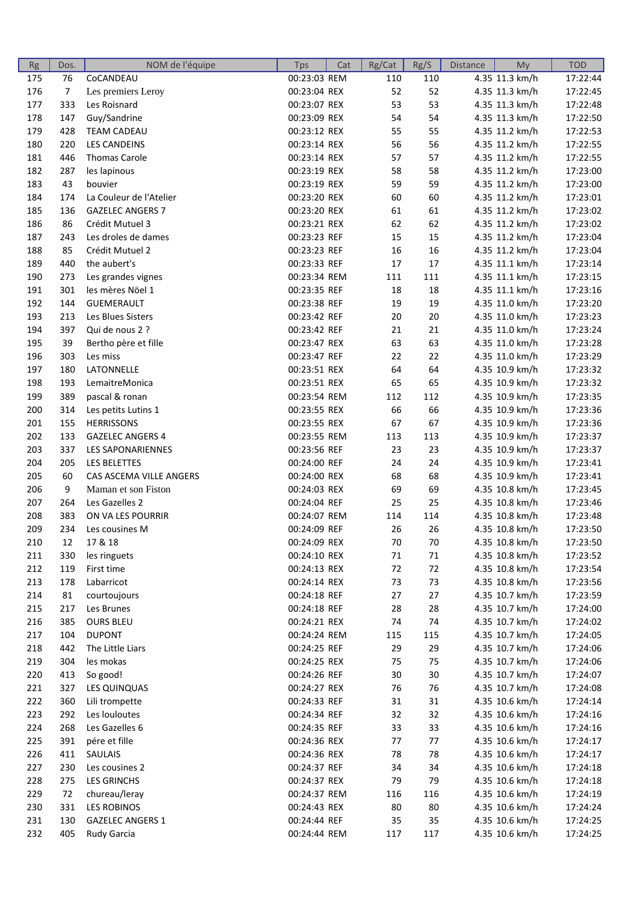| Rg | Dos. | NOM de l'équipe | Tps | Cat | Rg/Cat | Rg/S | Distance | My | TOD |
|---|---|---|---|---|---|---|---|---|---|
| 175 | 76 | CoCANDEAU | 00:23:03 | REM | 110 | 110 | 4.35 | 11.3 km/h | 17:22:44 |
| 176 | 7 | Les premiers Leroy | 00:23:04 | REX | 52 | 52 | 4.35 | 11.3 km/h | 17:22:45 |
| 177 | 333 | Les Roisnard | 00:23:07 | REX | 53 | 53 | 4.35 | 11.3 km/h | 17:22:48 |
| 178 | 147 | Guy/Sandrine | 00:23:09 | REX | 54 | 54 | 4.35 | 11.3 km/h | 17:22:50 |
| 179 | 428 | TEAM CADEAU | 00:23:12 | REX | 55 | 55 | 4.35 | 11.2 km/h | 17:22:53 |
| 180 | 220 | LES CANDEINS | 00:23:14 | REX | 56 | 56 | 4.35 | 11.2 km/h | 17:22:55 |
| 181 | 446 | Thomas Carole | 00:23:14 | REX | 57 | 57 | 4.35 | 11.2 km/h | 17:22:55 |
| 182 | 287 | les lapinous | 00:23:19 | REX | 58 | 58 | 4.35 | 11.2 km/h | 17:23:00 |
| 183 | 43 | bouvier | 00:23:19 | REX | 59 | 59 | 4.35 | 11.2 km/h | 17:23:00 |
| 184 | 174 | La Couleur de l'Atelier | 00:23:20 | REX | 60 | 60 | 4.35 | 11.2 km/h | 17:23:01 |
| 185 | 136 | GAZELEC ANGERS 7 | 00:23:20 | REX | 61 | 61 | 4.35 | 11.2 km/h | 17:23:02 |
| 186 | 86 | Crédit Mutuel 3 | 00:23:21 | REX | 62 | 62 | 4.35 | 11.2 km/h | 17:23:02 |
| 187 | 243 | Les droles de dames | 00:23:23 | REF | 15 | 15 | 4.35 | 11.2 km/h | 17:23:04 |
| 188 | 85 | Crédit Mutuel 2 | 00:23:23 | REF | 16 | 16 | 4.35 | 11.2 km/h | 17:23:04 |
| 189 | 440 | the aubert's | 00:23:33 | REF | 17 | 17 | 4.35 | 11.1 km/h | 17:23:14 |
| 190 | 273 | Les grandes vignes | 00:23:34 | REM | 111 | 111 | 4.35 | 11.1 km/h | 17:23:15 |
| 191 | 301 | les mères Nöel 1 | 00:23:35 | REF | 18 | 18 | 4.35 | 11.1 km/h | 17:23:16 |
| 192 | 144 | GUEMERAULT | 00:23:38 | REF | 19 | 19 | 4.35 | 11.0 km/h | 17:23:20 |
| 193 | 213 | Les Blues Sisters | 00:23:42 | REF | 20 | 20 | 4.35 | 11.0 km/h | 17:23:23 |
| 194 | 397 | Qui de nous 2 ? | 00:23:42 | REF | 21 | 21 | 4.35 | 11.0 km/h | 17:23:24 |
| 195 | 39 | Bertho père et fille | 00:23:47 | REX | 63 | 63 | 4.35 | 11.0 km/h | 17:23:28 |
| 196 | 303 | Les miss | 00:23:47 | REF | 22 | 22 | 4.35 | 11.0 km/h | 17:23:29 |
| 197 | 180 | LATONNELLE | 00:23:51 | REX | 64 | 64 | 4.35 | 10.9 km/h | 17:23:32 |
| 198 | 193 | LemaitreMonica | 00:23:51 | REX | 65 | 65 | 4.35 | 10.9 km/h | 17:23:32 |
| 199 | 389 | pascal & ronan | 00:23:54 | REM | 112 | 112 | 4.35 | 10.9 km/h | 17:23:35 |
| 200 | 314 | Les petits Lutins 1 | 00:23:55 | REX | 66 | 66 | 4.35 | 10.9 km/h | 17:23:36 |
| 201 | 155 | HERRISSONS | 00:23:55 | REX | 67 | 67 | 4.35 | 10.9 km/h | 17:23:36 |
| 202 | 133 | GAZELEC ANGERS 4 | 00:23:55 | REM | 113 | 113 | 4.35 | 10.9 km/h | 17:23:37 |
| 203 | 337 | LES SAPONARIENNES | 00:23:56 | REF | 23 | 23 | 4.35 | 10.9 km/h | 17:23:37 |
| 204 | 205 | LES BELETTES | 00:24:00 | REF | 24 | 24 | 4.35 | 10.9 km/h | 17:23:41 |
| 205 | 60 | CAS ASCEMA VILLE ANGERS | 00:24:00 | REX | 68 | 68 | 4.35 | 10.9 km/h | 17:23:41 |
| 206 | 9 | Maman et son Fiston | 00:24:03 | REX | 69 | 69 | 4.35 | 10.8 km/h | 17:23:45 |
| 207 | 264 | Les Gazelles 2 | 00:24:04 | REF | 25 | 25 | 4.35 | 10.8 km/h | 17:23:46 |
| 208 | 383 | ON VA LES POURRIR | 00:24:07 | REM | 114 | 114 | 4.35 | 10.8 km/h | 17:23:48 |
| 209 | 234 | Les cousines M | 00:24:09 | REF | 26 | 26 | 4.35 | 10.8 km/h | 17:23:50 |
| 210 | 12 | 17 & 18 | 00:24:09 | REX | 70 | 70 | 4.35 | 10.8 km/h | 17:23:50 |
| 211 | 330 | les ringuets | 00:24:10 | REX | 71 | 71 | 4.35 | 10.8 km/h | 17:23:52 |
| 212 | 119 | First time | 00:24:13 | REX | 72 | 72 | 4.35 | 10.8 km/h | 17:23:54 |
| 213 | 178 | Labarricot | 00:24:14 | REX | 73 | 73 | 4.35 | 10.8 km/h | 17:23:56 |
| 214 | 81 | courtoujours | 00:24:18 | REF | 27 | 27 | 4.35 | 10.7 km/h | 17:23:59 |
| 215 | 217 | Les Brunes | 00:24:18 | REF | 28 | 28 | 4.35 | 10.7 km/h | 17:24:00 |
| 216 | 385 | OURS BLEU | 00:24:21 | REX | 74 | 74 | 4.35 | 10.7 km/h | 17:24:02 |
| 217 | 104 | DUPONT | 00:24:24 | REM | 115 | 115 | 4.35 | 10.7 km/h | 17:24:05 |
| 218 | 442 | The Little Liars | 00:24:25 | REF | 29 | 29 | 4.35 | 10.7 km/h | 17:24:06 |
| 219 | 304 | les mokas | 00:24:25 | REX | 75 | 75 | 4.35 | 10.7 km/h | 17:24:06 |
| 220 | 413 | So good! | 00:24:26 | REF | 30 | 30 | 4.35 | 10.7 km/h | 17:24:07 |
| 221 | 327 | LES QUINQUAS | 00:24:27 | REX | 76 | 76 | 4.35 | 10.7 km/h | 17:24:08 |
| 222 | 360 | Lili trompette | 00:24:33 | REF | 31 | 31 | 4.35 | 10.6 km/h | 17:24:14 |
| 223 | 292 | Les louloutes | 00:24:34 | REF | 32 | 32 | 4.35 | 10.6 km/h | 17:24:16 |
| 224 | 268 | Les Gazelles 6 | 00:24:35 | REF | 33 | 33 | 4.35 | 10.6 km/h | 17:24:16 |
| 225 | 391 | pére et fille | 00:24:36 | REX | 77 | 77 | 4.35 | 10.6 km/h | 17:24:17 |
| 226 | 411 | SAULAIS | 00:24:36 | REX | 78 | 78 | 4.35 | 10.6 km/h | 17:24:17 |
| 227 | 230 | Les cousines 2 | 00:24:37 | REF | 34 | 34 | 4.35 | 10.6 km/h | 17:24:18 |
| 228 | 275 | LES GRINCHS | 00:24:37 | REX | 79 | 79 | 4.35 | 10.6 km/h | 17:24:18 |
| 229 | 72 | chureau/leray | 00:24:37 | REM | 116 | 116 | 4.35 | 10.6 km/h | 17:24:19 |
| 230 | 331 | LES ROBINOS | 00:24:43 | REX | 80 | 80 | 4.35 | 10.6 km/h | 17:24:24 |
| 231 | 130 | GAZELEC ANGERS 1 | 00:24:44 | REF | 35 | 35 | 4.35 | 10.6 km/h | 17:24:25 |
| 232 | 405 | Rudy Garcia | 00:24:44 | REM | 117 | 117 | 4.35 | 10.6 km/h | 17:24:25 |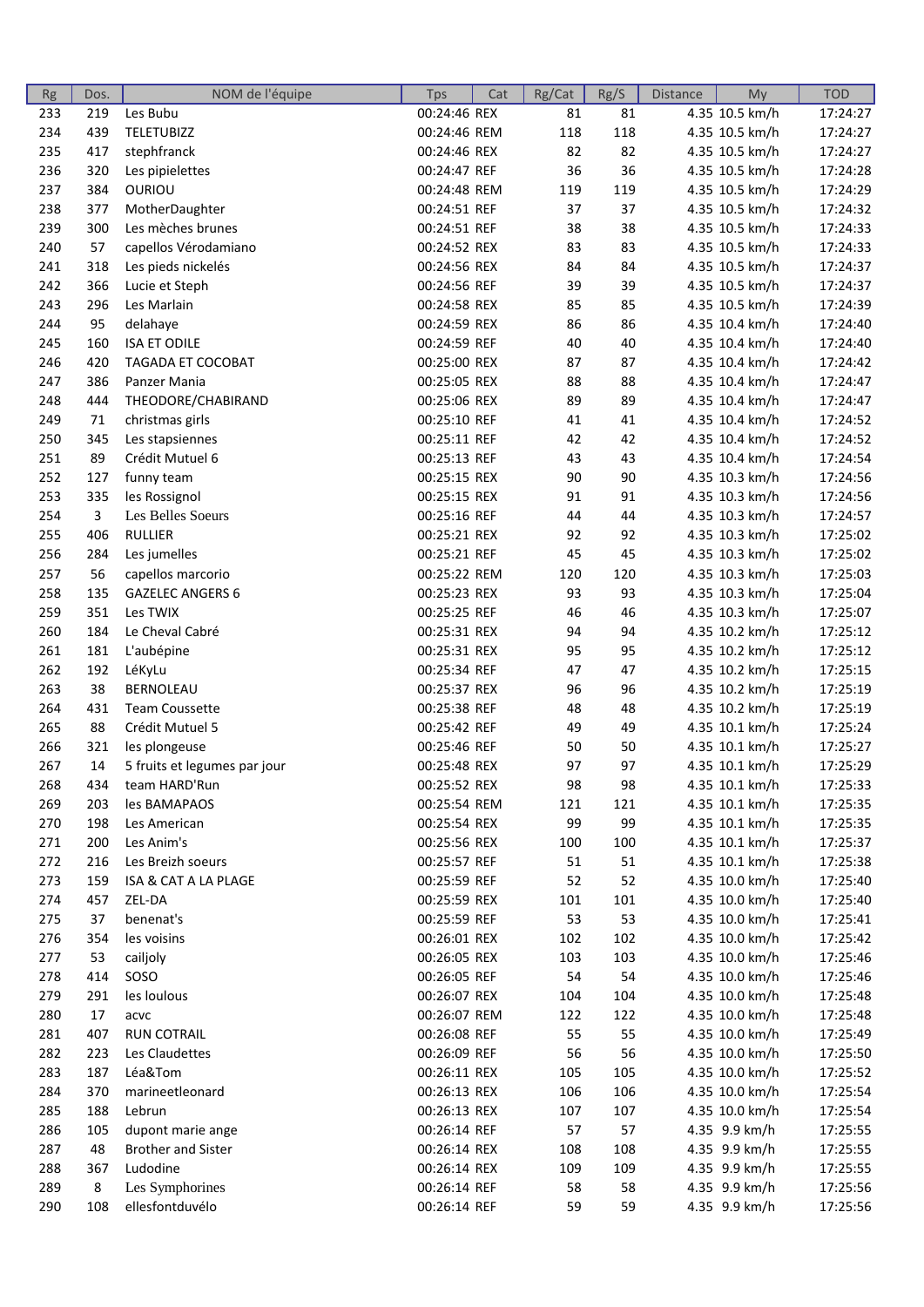| Rg | Dos. | NOM de l'équipe | Tps | Cat | Rg/Cat | Rg/S | Distance | My | TOD |
|---|---|---|---|---|---|---|---|---|---|
| 233 | 219 | Les Bubu | 00:24:46 | REX | 81 | 81 | 4.35 | 10.5 km/h | 17:24:27 |
| 234 | 439 | TELETUBIZZ | 00:24:46 | REM | 118 | 118 | 4.35 | 10.5 km/h | 17:24:27 |
| 235 | 417 | stephfranck | 00:24:46 | REX | 82 | 82 | 4.35 | 10.5 km/h | 17:24:27 |
| 236 | 320 | Les pipielettes | 00:24:47 | REF | 36 | 36 | 4.35 | 10.5 km/h | 17:24:28 |
| 237 | 384 | OURIOU | 00:24:48 | REM | 119 | 119 | 4.35 | 10.5 km/h | 17:24:29 |
| 238 | 377 | MotherDaughter | 00:24:51 | REF | 37 | 37 | 4.35 | 10.5 km/h | 17:24:32 |
| 239 | 300 | Les mèches brunes | 00:24:51 | REF | 38 | 38 | 4.35 | 10.5 km/h | 17:24:33 |
| 240 | 57 | capellos Vérodamiano | 00:24:52 | REX | 83 | 83 | 4.35 | 10.5 km/h | 17:24:33 |
| 241 | 318 | Les pieds nickelés | 00:24:56 | REX | 84 | 84 | 4.35 | 10.5 km/h | 17:24:37 |
| 242 | 366 | Lucie et Steph | 00:24:56 | REF | 39 | 39 | 4.35 | 10.5 km/h | 17:24:37 |
| 243 | 296 | Les Marlain | 00:24:58 | REX | 85 | 85 | 4.35 | 10.5 km/h | 17:24:39 |
| 244 | 95 | delahaye | 00:24:59 | REX | 86 | 86 | 4.35 | 10.4 km/h | 17:24:40 |
| 245 | 160 | ISA ET ODILE | 00:24:59 | REF | 40 | 40 | 4.35 | 10.4 km/h | 17:24:40 |
| 246 | 420 | TAGADA ET COCOBAT | 00:25:00 | REX | 87 | 87 | 4.35 | 10.4 km/h | 17:24:42 |
| 247 | 386 | Panzer Mania | 00:25:05 | REX | 88 | 88 | 4.35 | 10.4 km/h | 17:24:47 |
| 248 | 444 | THEODORE/CHABIRAND | 00:25:06 | REX | 89 | 89 | 4.35 | 10.4 km/h | 17:24:47 |
| 249 | 71 | christmas girls | 00:25:10 | REF | 41 | 41 | 4.35 | 10.4 km/h | 17:24:52 |
| 250 | 345 | Les stapsiennes | 00:25:11 | REF | 42 | 42 | 4.35 | 10.4 km/h | 17:24:52 |
| 251 | 89 | Crédit Mutuel 6 | 00:25:13 | REF | 43 | 43 | 4.35 | 10.4 km/h | 17:24:54 |
| 252 | 127 | funny team | 00:25:15 | REX | 90 | 90 | 4.35 | 10.3 km/h | 17:24:56 |
| 253 | 335 | les Rossignol | 00:25:15 | REX | 91 | 91 | 4.35 | 10.3 km/h | 17:24:56 |
| 254 | 3 | Les Belles Soeurs | 00:25:16 | REF | 44 | 44 | 4.35 | 10.3 km/h | 17:24:57 |
| 255 | 406 | RULLIER | 00:25:21 | REX | 92 | 92 | 4.35 | 10.3 km/h | 17:25:02 |
| 256 | 284 | Les jumelles | 00:25:21 | REF | 45 | 45 | 4.35 | 10.3 km/h | 17:25:02 |
| 257 | 56 | capellos marcorio | 00:25:22 | REM | 120 | 120 | 4.35 | 10.3 km/h | 17:25:03 |
| 258 | 135 | GAZELEC ANGERS 6 | 00:25:23 | REX | 93 | 93 | 4.35 | 10.3 km/h | 17:25:04 |
| 259 | 351 | Les TWIX | 00:25:25 | REF | 46 | 46 | 4.35 | 10.3 km/h | 17:25:07 |
| 260 | 184 | Le Cheval Cabré | 00:25:31 | REX | 94 | 94 | 4.35 | 10.2 km/h | 17:25:12 |
| 261 | 181 | L'aubépine | 00:25:31 | REX | 95 | 95 | 4.35 | 10.2 km/h | 17:25:12 |
| 262 | 192 | LéKyLu | 00:25:34 | REF | 47 | 47 | 4.35 | 10.2 km/h | 17:25:15 |
| 263 | 38 | BERNOLEAU | 00:25:37 | REX | 96 | 96 | 4.35 | 10.2 km/h | 17:25:19 |
| 264 | 431 | Team Coussette | 00:25:38 | REF | 48 | 48 | 4.35 | 10.2 km/h | 17:25:19 |
| 265 | 88 | Crédit Mutuel 5 | 00:25:42 | REF | 49 | 49 | 4.35 | 10.1 km/h | 17:25:24 |
| 266 | 321 | les plongeuse | 00:25:46 | REF | 50 | 50 | 4.35 | 10.1 km/h | 17:25:27 |
| 267 | 14 | 5 fruits et legumes par jour | 00:25:48 | REX | 97 | 97 | 4.35 | 10.1 km/h | 17:25:29 |
| 268 | 434 | team HARD'Run | 00:25:52 | REX | 98 | 98 | 4.35 | 10.1 km/h | 17:25:33 |
| 269 | 203 | les BAMAPAOS | 00:25:54 | REM | 121 | 121 | 4.35 | 10.1 km/h | 17:25:35 |
| 270 | 198 | Les American | 00:25:54 | REX | 99 | 99 | 4.35 | 10.1 km/h | 17:25:35 |
| 271 | 200 | Les Anim's | 00:25:56 | REX | 100 | 100 | 4.35 | 10.1 km/h | 17:25:37 |
| 272 | 216 | Les Breizh soeurs | 00:25:57 | REF | 51 | 51 | 4.35 | 10.1 km/h | 17:25:38 |
| 273 | 159 | ISA & CAT A LA PLAGE | 00:25:59 | REF | 52 | 52 | 4.35 | 10.0 km/h | 17:25:40 |
| 274 | 457 | ZEL-DA | 00:25:59 | REX | 101 | 101 | 4.35 | 10.0 km/h | 17:25:40 |
| 275 | 37 | benenat's | 00:25:59 | REF | 53 | 53 | 4.35 | 10.0 km/h | 17:25:41 |
| 276 | 354 | les voisins | 00:26:01 | REX | 102 | 102 | 4.35 | 10.0 km/h | 17:25:42 |
| 277 | 53 | cailjoly | 00:26:05 | REX | 103 | 103 | 4.35 | 10.0 km/h | 17:25:46 |
| 278 | 414 | SOSO | 00:26:05 | REF | 54 | 54 | 4.35 | 10.0 km/h | 17:25:46 |
| 279 | 291 | les loulous | 00:26:07 | REX | 104 | 104 | 4.35 | 10.0 km/h | 17:25:48 |
| 280 | 17 | acvc | 00:26:07 | REM | 122 | 122 | 4.35 | 10.0 km/h | 17:25:48 |
| 281 | 407 | RUN COTRAIL | 00:26:08 | REF | 55 | 55 | 4.35 | 10.0 km/h | 17:25:49 |
| 282 | 223 | Les Claudettes | 00:26:09 | REF | 56 | 56 | 4.35 | 10.0 km/h | 17:25:50 |
| 283 | 187 | Léa&Tom | 00:26:11 | REX | 105 | 105 | 4.35 | 10.0 km/h | 17:25:52 |
| 284 | 370 | marineetleonard | 00:26:13 | REX | 106 | 106 | 4.35 | 10.0 km/h | 17:25:54 |
| 285 | 188 | Lebrun | 00:26:13 | REX | 107 | 107 | 4.35 | 10.0 km/h | 17:25:54 |
| 286 | 105 | dupont marie ange | 00:26:14 | REF | 57 | 57 | 4.35 | 9.9 km/h | 17:25:55 |
| 287 | 48 | Brother and Sister | 00:26:14 | REX | 108 | 108 | 4.35 | 9.9 km/h | 17:25:55 |
| 288 | 367 | Ludodine | 00:26:14 | REX | 109 | 109 | 4.35 | 9.9 km/h | 17:25:55 |
| 289 | 8 | Les Symphorines | 00:26:14 | REF | 58 | 58 | 4.35 | 9.9 km/h | 17:25:56 |
| 290 | 108 | ellesfontduvélo | 00:26:14 | REF | 59 | 59 | 4.35 | 9.9 km/h | 17:25:56 |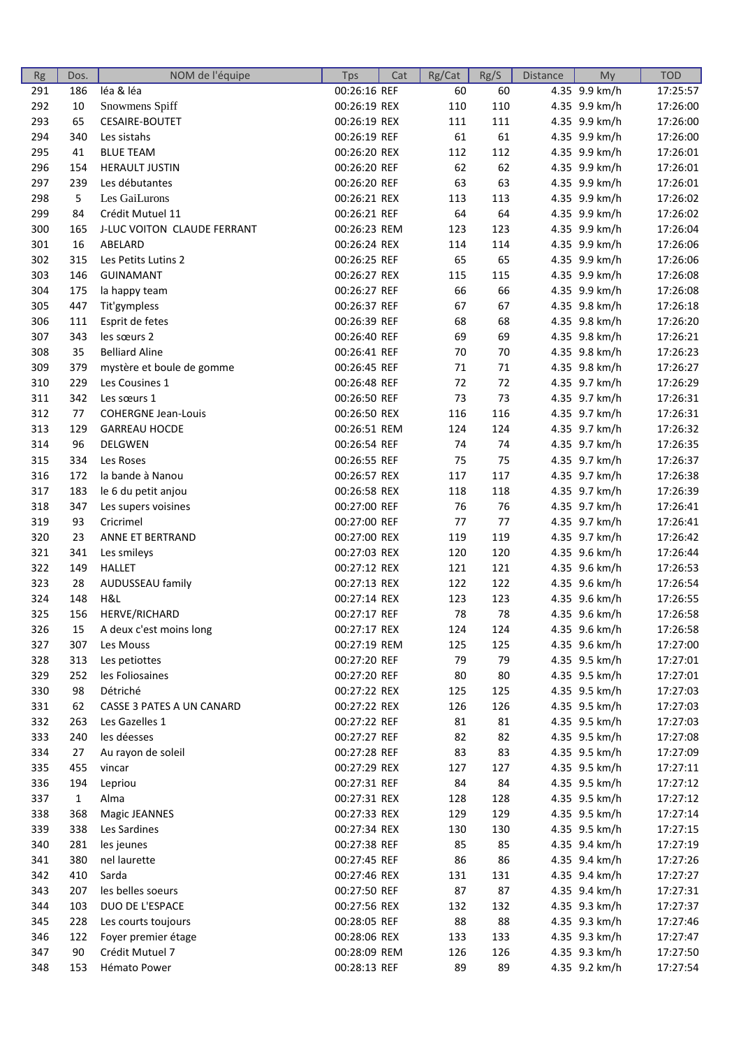| Rg | Dos. | NOM de l'équipe | Tps | Cat | Rg/Cat | Rg/S | Distance | My | TOD |
|---|---|---|---|---|---|---|---|---|---|
| 291 | 186 | léa & léa | 00:26:16 | REF | 60 | 60 | 4.35 | 9.9 km/h | 17:25:57 |
| 292 | 10 | Snowmens Spiff | 00:26:19 | REX | 110 | 110 | 4.35 | 9.9 km/h | 17:26:00 |
| 293 | 65 | CESAIRE-BOUTET | 00:26:19 | REX | 111 | 111 | 4.35 | 9.9 km/h | 17:26:00 |
| 294 | 340 | Les sistahs | 00:26:19 | REF | 61 | 61 | 4.35 | 9.9 km/h | 17:26:00 |
| 295 | 41 | BLUE TEAM | 00:26:20 | REX | 112 | 112 | 4.35 | 9.9 km/h | 17:26:01 |
| 296 | 154 | HERAULT JUSTIN | 00:26:20 | REF | 62 | 62 | 4.35 | 9.9 km/h | 17:26:01 |
| 297 | 239 | Les débutantes | 00:26:20 | REF | 63 | 63 | 4.35 | 9.9 km/h | 17:26:01 |
| 298 | 5 | Les GaiLurons | 00:26:21 | REX | 113 | 113 | 4.35 | 9.9 km/h | 17:26:02 |
| 299 | 84 | Crédit Mutuel 11 | 00:26:21 | REF | 64 | 64 | 4.35 | 9.9 km/h | 17:26:02 |
| 300 | 165 | J-LUC VOITON CLAUDE FERRANT | 00:26:23 | REM | 123 | 123 | 4.35 | 9.9 km/h | 17:26:04 |
| 301 | 16 | ABELARD | 00:26:24 | REX | 114 | 114 | 4.35 | 9.9 km/h | 17:26:06 |
| 302 | 315 | Les Petits Lutins 2 | 00:26:25 | REF | 65 | 65 | 4.35 | 9.9 km/h | 17:26:06 |
| 303 | 146 | GUINAMANT | 00:26:27 | REX | 115 | 115 | 4.35 | 9.9 km/h | 17:26:08 |
| 304 | 175 | la happy team | 00:26:27 | REF | 66 | 66 | 4.35 | 9.9 km/h | 17:26:08 |
| 305 | 447 | Tit'gympless | 00:26:37 | REF | 67 | 67 | 4.35 | 9.8 km/h | 17:26:18 |
| 306 | 111 | Esprit de fetes | 00:26:39 | REF | 68 | 68 | 4.35 | 9.8 km/h | 17:26:20 |
| 307 | 343 | les sœurs 2 | 00:26:40 | REF | 69 | 69 | 4.35 | 9.8 km/h | 17:26:21 |
| 308 | 35 | Belliard Aline | 00:26:41 | REF | 70 | 70 | 4.35 | 9.8 km/h | 17:26:23 |
| 309 | 379 | mystère et boule de gomme | 00:26:45 | REF | 71 | 71 | 4.35 | 9.8 km/h | 17:26:27 |
| 310 | 229 | Les Cousines 1 | 00:26:48 | REF | 72 | 72 | 4.35 | 9.7 km/h | 17:26:29 |
| 311 | 342 | Les sœurs 1 | 00:26:50 | REF | 73 | 73 | 4.35 | 9.7 km/h | 17:26:31 |
| 312 | 77 | COHERGNE Jean-Louis | 00:26:50 | REX | 116 | 116 | 4.35 | 9.7 km/h | 17:26:31 |
| 313 | 129 | GARREAU HOCDE | 00:26:51 | REM | 124 | 124 | 4.35 | 9.7 km/h | 17:26:32 |
| 314 | 96 | DELGWEN | 00:26:54 | REF | 74 | 74 | 4.35 | 9.7 km/h | 17:26:35 |
| 315 | 334 | Les Roses | 00:26:55 | REF | 75 | 75 | 4.35 | 9.7 km/h | 17:26:37 |
| 316 | 172 | la bande à Nanou | 00:26:57 | REX | 117 | 117 | 4.35 | 9.7 km/h | 17:26:38 |
| 317 | 183 | le 6 du petit anjou | 00:26:58 | REX | 118 | 118 | 4.35 | 9.7 km/h | 17:26:39 |
| 318 | 347 | Les supers voisines | 00:27:00 | REF | 76 | 76 | 4.35 | 9.7 km/h | 17:26:41 |
| 319 | 93 | Cricrimel | 00:27:00 | REF | 77 | 77 | 4.35 | 9.7 km/h | 17:26:41 |
| 320 | 23 | ANNE ET BERTRAND | 00:27:00 | REX | 119 | 119 | 4.35 | 9.7 km/h | 17:26:42 |
| 321 | 341 | Les smileys | 00:27:03 | REX | 120 | 120 | 4.35 | 9.6 km/h | 17:26:44 |
| 322 | 149 | HALLET | 00:27:12 | REX | 121 | 121 | 4.35 | 9.6 km/h | 17:26:53 |
| 323 | 28 | AUDUSSEAU family | 00:27:13 | REX | 122 | 122 | 4.35 | 9.6 km/h | 17:26:54 |
| 324 | 148 | H&L | 00:27:14 | REX | 123 | 123 | 4.35 | 9.6 km/h | 17:26:55 |
| 325 | 156 | HERVE/RICHARD | 00:27:17 | REF | 78 | 78 | 4.35 | 9.6 km/h | 17:26:58 |
| 326 | 15 | A deux c'est moins long | 00:27:17 | REX | 124 | 124 | 4.35 | 9.6 km/h | 17:26:58 |
| 327 | 307 | Les Mouss | 00:27:19 | REM | 125 | 125 | 4.35 | 9.6 km/h | 17:27:00 |
| 328 | 313 | Les petiottes | 00:27:20 | REF | 79 | 79 | 4.35 | 9.5 km/h | 17:27:01 |
| 329 | 252 | les Foliosaines | 00:27:20 | REF | 80 | 80 | 4.35 | 9.5 km/h | 17:27:01 |
| 330 | 98 | Détriché | 00:27:22 | REX | 125 | 125 | 4.35 | 9.5 km/h | 17:27:03 |
| 331 | 62 | CASSE 3 PATES A UN CANARD | 00:27:22 | REX | 126 | 126 | 4.35 | 9.5 km/h | 17:27:03 |
| 332 | 263 | Les Gazelles 1 | 00:27:22 | REF | 81 | 81 | 4.35 | 9.5 km/h | 17:27:03 |
| 333 | 240 | les déesses | 00:27:27 | REF | 82 | 82 | 4.35 | 9.5 km/h | 17:27:08 |
| 334 | 27 | Au rayon de soleil | 00:27:28 | REF | 83 | 83 | 4.35 | 9.5 km/h | 17:27:09 |
| 335 | 455 | vincar | 00:27:29 | REX | 127 | 127 | 4.35 | 9.5 km/h | 17:27:11 |
| 336 | 194 | Lepriou | 00:27:31 | REF | 84 | 84 | 4.35 | 9.5 km/h | 17:27:12 |
| 337 | 1 | Alma | 00:27:31 | REX | 128 | 128 | 4.35 | 9.5 km/h | 17:27:12 |
| 338 | 368 | Magic JEANNES | 00:27:33 | REX | 129 | 129 | 4.35 | 9.5 km/h | 17:27:14 |
| 339 | 338 | Les Sardines | 00:27:34 | REX | 130 | 130 | 4.35 | 9.5 km/h | 17:27:15 |
| 340 | 281 | les jeunes | 00:27:38 | REF | 85 | 85 | 4.35 | 9.4 km/h | 17:27:19 |
| 341 | 380 | nel laurette | 00:27:45 | REF | 86 | 86 | 4.35 | 9.4 km/h | 17:27:26 |
| 342 | 410 | Sarda | 00:27:46 | REX | 131 | 131 | 4.35 | 9.4 km/h | 17:27:27 |
| 343 | 207 | les belles soeurs | 00:27:50 | REF | 87 | 87 | 4.35 | 9.4 km/h | 17:27:31 |
| 344 | 103 | DUO DE L'ESPACE | 00:27:56 | REX | 132 | 132 | 4.35 | 9.3 km/h | 17:27:37 |
| 345 | 228 | Les courts toujours | 00:28:05 | REF | 88 | 88 | 4.35 | 9.3 km/h | 17:27:46 |
| 346 | 122 | Foyer premier étage | 00:28:06 | REX | 133 | 133 | 4.35 | 9.3 km/h | 17:27:47 |
| 347 | 90 | Crédit Mutuel 7 | 00:28:09 | REM | 126 | 126 | 4.35 | 9.3 km/h | 17:27:50 |
| 348 | 153 | Hémato Power | 00:28:13 | REF | 89 | 89 | 4.35 | 9.2 km/h | 17:27:54 |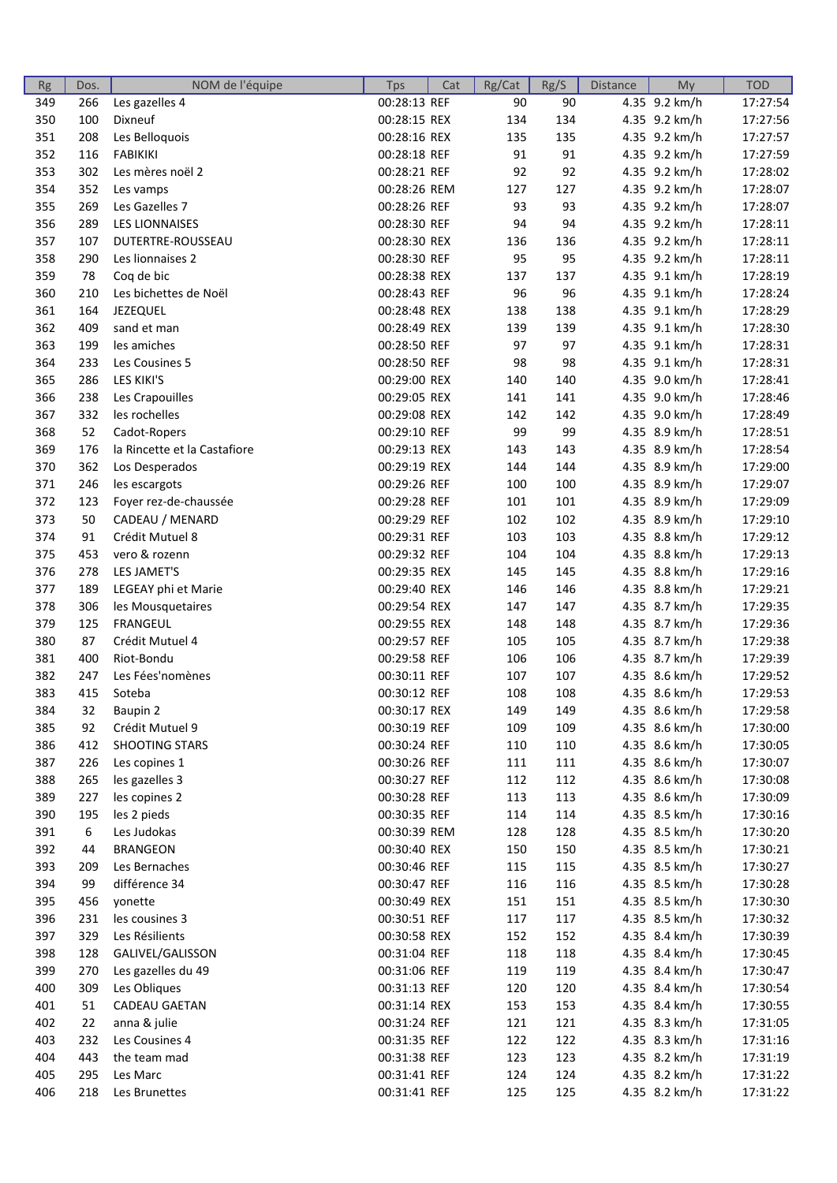| Rg | Dos. | NOM de l'équipe | Tps | Cat | Rg/Cat | Rg/S | Distance | My | TOD |
|---|---|---|---|---|---|---|---|---|---|
| 349 | 266 | Les gazelles 4 | 00:28:13 | REF | 90 | 90 | 4.35 | 9.2 km/h | 17:27:54 |
| 350 | 100 | Dixneuf | 00:28:15 | REX | 134 | 134 | 4.35 | 9.2 km/h | 17:27:56 |
| 351 | 208 | Les Belloquois | 00:28:16 | REX | 135 | 135 | 4.35 | 9.2 km/h | 17:27:57 |
| 352 | 116 | FABIKIKI | 00:28:18 | REF | 91 | 91 | 4.35 | 9.2 km/h | 17:27:59 |
| 353 | 302 | Les mères noël 2 | 00:28:21 | REF | 92 | 92 | 4.35 | 9.2 km/h | 17:28:02 |
| 354 | 352 | Les vamps | 00:28:26 | REM | 127 | 127 | 4.35 | 9.2 km/h | 17:28:07 |
| 355 | 269 | Les Gazelles 7 | 00:28:26 | REF | 93 | 93 | 4.35 | 9.2 km/h | 17:28:07 |
| 356 | 289 | LES LIONNAISES | 00:28:30 | REF | 94 | 94 | 4.35 | 9.2 km/h | 17:28:11 |
| 357 | 107 | DUTERTRE-ROUSSEAU | 00:28:30 | REX | 136 | 136 | 4.35 | 9.2 km/h | 17:28:11 |
| 358 | 290 | Les lionnaises 2 | 00:28:30 | REF | 95 | 95 | 4.35 | 9.2 km/h | 17:28:11 |
| 359 | 78 | Coq de bic | 00:28:38 | REX | 137 | 137 | 4.35 | 9.1 km/h | 17:28:19 |
| 360 | 210 | Les bichettes de Noël | 00:28:43 | REF | 96 | 96 | 4.35 | 9.1 km/h | 17:28:24 |
| 361 | 164 | JEZEQUEL | 00:28:48 | REX | 138 | 138 | 4.35 | 9.1 km/h | 17:28:29 |
| 362 | 409 | sand et man | 00:28:49 | REX | 139 | 139 | 4.35 | 9.1 km/h | 17:28:30 |
| 363 | 199 | les amiches | 00:28:50 | REF | 97 | 97 | 4.35 | 9.1 km/h | 17:28:31 |
| 364 | 233 | Les Cousines 5 | 00:28:50 | REF | 98 | 98 | 4.35 | 9.1 km/h | 17:28:31 |
| 365 | 286 | LES KIKI'S | 00:29:00 | REX | 140 | 140 | 4.35 | 9.0 km/h | 17:28:41 |
| 366 | 238 | Les Crapouilles | 00:29:05 | REX | 141 | 141 | 4.35 | 9.0 km/h | 17:28:46 |
| 367 | 332 | les rochelles | 00:29:08 | REX | 142 | 142 | 4.35 | 9.0 km/h | 17:28:49 |
| 368 | 52 | Cadot-Ropers | 00:29:10 | REF | 99 | 99 | 4.35 | 8.9 km/h | 17:28:51 |
| 369 | 176 | la Rincette et la Castafiore | 00:29:13 | REX | 143 | 143 | 4.35 | 8.9 km/h | 17:28:54 |
| 370 | 362 | Los Desperados | 00:29:19 | REX | 144 | 144 | 4.35 | 8.9 km/h | 17:29:00 |
| 371 | 246 | les escargots | 00:29:26 | REF | 100 | 100 | 4.35 | 8.9 km/h | 17:29:07 |
| 372 | 123 | Foyer rez-de-chaussée | 00:29:28 | REF | 101 | 101 | 4.35 | 8.9 km/h | 17:29:09 |
| 373 | 50 | CADEAU / MENARD | 00:29:29 | REF | 102 | 102 | 4.35 | 8.9 km/h | 17:29:10 |
| 374 | 91 | Crédit Mutuel 8 | 00:29:31 | REF | 103 | 103 | 4.35 | 8.8 km/h | 17:29:12 |
| 375 | 453 | vero & rozenn | 00:29:32 | REF | 104 | 104 | 4.35 | 8.8 km/h | 17:29:13 |
| 376 | 278 | LES JAMET'S | 00:29:35 | REX | 145 | 145 | 4.35 | 8.8 km/h | 17:29:16 |
| 377 | 189 | LEGEAY phi et Marie | 00:29:40 | REX | 146 | 146 | 4.35 | 8.8 km/h | 17:29:21 |
| 378 | 306 | les Mousquetaires | 00:29:54 | REX | 147 | 147 | 4.35 | 8.7 km/h | 17:29:35 |
| 379 | 125 | FRANGEUL | 00:29:55 | REX | 148 | 148 | 4.35 | 8.7 km/h | 17:29:36 |
| 380 | 87 | Crédit Mutuel 4 | 00:29:57 | REF | 105 | 105 | 4.35 | 8.7 km/h | 17:29:38 |
| 381 | 400 | Riot-Bondu | 00:29:58 | REF | 106 | 106 | 4.35 | 8.7 km/h | 17:29:39 |
| 382 | 247 | Les Fées'nomènes | 00:30:11 | REF | 107 | 107 | 4.35 | 8.6 km/h | 17:29:52 |
| 383 | 415 | Soteba | 00:30:12 | REF | 108 | 108 | 4.35 | 8.6 km/h | 17:29:53 |
| 384 | 32 | Baupin 2 | 00:30:17 | REX | 149 | 149 | 4.35 | 8.6 km/h | 17:29:58 |
| 385 | 92 | Crédit Mutuel 9 | 00:30:19 | REF | 109 | 109 | 4.35 | 8.6 km/h | 17:30:00 |
| 386 | 412 | SHOOTING STARS | 00:30:24 | REF | 110 | 110 | 4.35 | 8.6 km/h | 17:30:05 |
| 387 | 226 | Les copines 1 | 00:30:26 | REF | 111 | 111 | 4.35 | 8.6 km/h | 17:30:07 |
| 388 | 265 | les gazelles 3 | 00:30:27 | REF | 112 | 112 | 4.35 | 8.6 km/h | 17:30:08 |
| 389 | 227 | les copines 2 | 00:30:28 | REF | 113 | 113 | 4.35 | 8.6 km/h | 17:30:09 |
| 390 | 195 | les 2 pieds | 00:30:35 | REF | 114 | 114 | 4.35 | 8.5 km/h | 17:30:16 |
| 391 | 6 | Les Judokas | 00:30:39 | REM | 128 | 128 | 4.35 | 8.5 km/h | 17:30:20 |
| 392 | 44 | BRANGEON | 00:30:40 | REX | 150 | 150 | 4.35 | 8.5 km/h | 17:30:21 |
| 393 | 209 | Les Bernaches | 00:30:46 | REF | 115 | 115 | 4.35 | 8.5 km/h | 17:30:27 |
| 394 | 99 | différence 34 | 00:30:47 | REF | 116 | 116 | 4.35 | 8.5 km/h | 17:30:28 |
| 395 | 456 | yonette | 00:30:49 | REX | 151 | 151 | 4.35 | 8.5 km/h | 17:30:30 |
| 396 | 231 | les cousines 3 | 00:30:51 | REF | 117 | 117 | 4.35 | 8.5 km/h | 17:30:32 |
| 397 | 329 | Les Résilients | 00:30:58 | REX | 152 | 152 | 4.35 | 8.4 km/h | 17:30:39 |
| 398 | 128 | GALIVEL/GALISSON | 00:31:04 | REF | 118 | 118 | 4.35 | 8.4 km/h | 17:30:45 |
| 399 | 270 | Les gazelles du 49 | 00:31:06 | REF | 119 | 119 | 4.35 | 8.4 km/h | 17:30:47 |
| 400 | 309 | Les Obliques | 00:31:13 | REF | 120 | 120 | 4.35 | 8.4 km/h | 17:30:54 |
| 401 | 51 | CADEAU GAETAN | 00:31:14 | REX | 153 | 153 | 4.35 | 8.4 km/h | 17:30:55 |
| 402 | 22 | anna & julie | 00:31:24 | REF | 121 | 121 | 4.35 | 8.3 km/h | 17:31:05 |
| 403 | 232 | Les Cousines 4 | 00:31:35 | REF | 122 | 122 | 4.35 | 8.3 km/h | 17:31:16 |
| 404 | 443 | the team mad | 00:31:38 | REF | 123 | 123 | 4.35 | 8.2 km/h | 17:31:19 |
| 405 | 295 | Les Marc | 00:31:41 | REF | 124 | 124 | 4.35 | 8.2 km/h | 17:31:22 |
| 406 | 218 | Les Brunettes | 00:31:41 | REF | 125 | 125 | 4.35 | 8.2 km/h | 17:31:22 |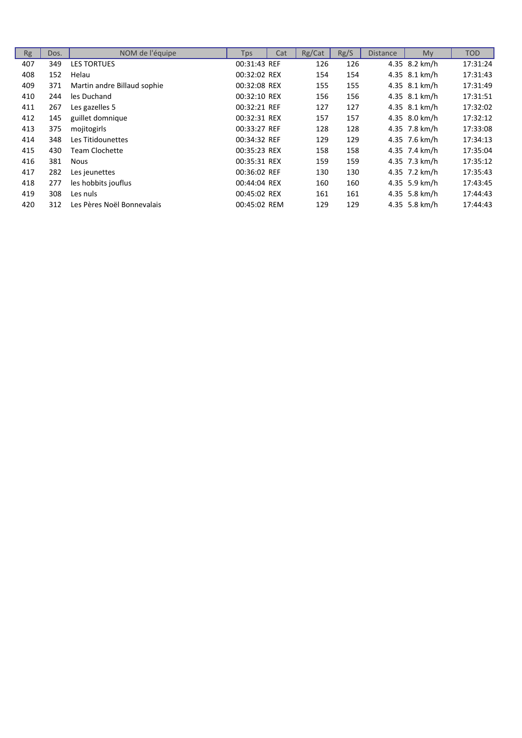| Rg | Dos. | NOM de l'équipe | Tps | Cat | Rg/Cat | Rg/S | Distance | My | TOD |
|---|---|---|---|---|---|---|---|---|---|
| 407 | 349 | LES TORTUES | 00:31:43 | REF | 126 | 126 | 4.35 | 8.2 km/h | 17:31:24 |
| 408 | 152 | Helau | 00:32:02 | REX | 154 | 154 | 4.35 | 8.1 km/h | 17:31:43 |
| 409 | 371 | Martin andre Billaud sophie | 00:32:08 | REX | 155 | 155 | 4.35 | 8.1 km/h | 17:31:49 |
| 410 | 244 | les Duchand | 00:32:10 | REX | 156 | 156 | 4.35 | 8.1 km/h | 17:31:51 |
| 411 | 267 | Les gazelles 5 | 00:32:21 | REF | 127 | 127 | 4.35 | 8.1 km/h | 17:32:02 |
| 412 | 145 | guillet domnique | 00:32:31 | REX | 157 | 157 | 4.35 | 8.0 km/h | 17:32:12 |
| 413 | 375 | mojitogirls | 00:33:27 | REF | 128 | 128 | 4.35 | 7.8 km/h | 17:33:08 |
| 414 | 348 | Les Titidounettes | 00:34:32 | REF | 129 | 129 | 4.35 | 7.6 km/h | 17:34:13 |
| 415 | 430 | Team Clochette | 00:35:23 | REX | 158 | 158 | 4.35 | 7.4 km/h | 17:35:04 |
| 416 | 381 | Nous | 00:35:31 | REX | 159 | 159 | 4.35 | 7.3 km/h | 17:35:12 |
| 417 | 282 | Les jeunettes | 00:36:02 | REF | 130 | 130 | 4.35 | 7.2 km/h | 17:35:43 |
| 418 | 277 | les hobbits jouflus | 00:44:04 | REX | 160 | 160 | 4.35 | 5.9 km/h | 17:43:45 |
| 419 | 308 | Les nuls | 00:45:02 | REX | 161 | 161 | 4.35 | 5.8 km/h | 17:44:43 |
| 420 | 312 | Les Pères Noël Bonnevalais | 00:45:02 | REM | 129 | 129 | 4.35 | 5.8 km/h | 17:44:43 |